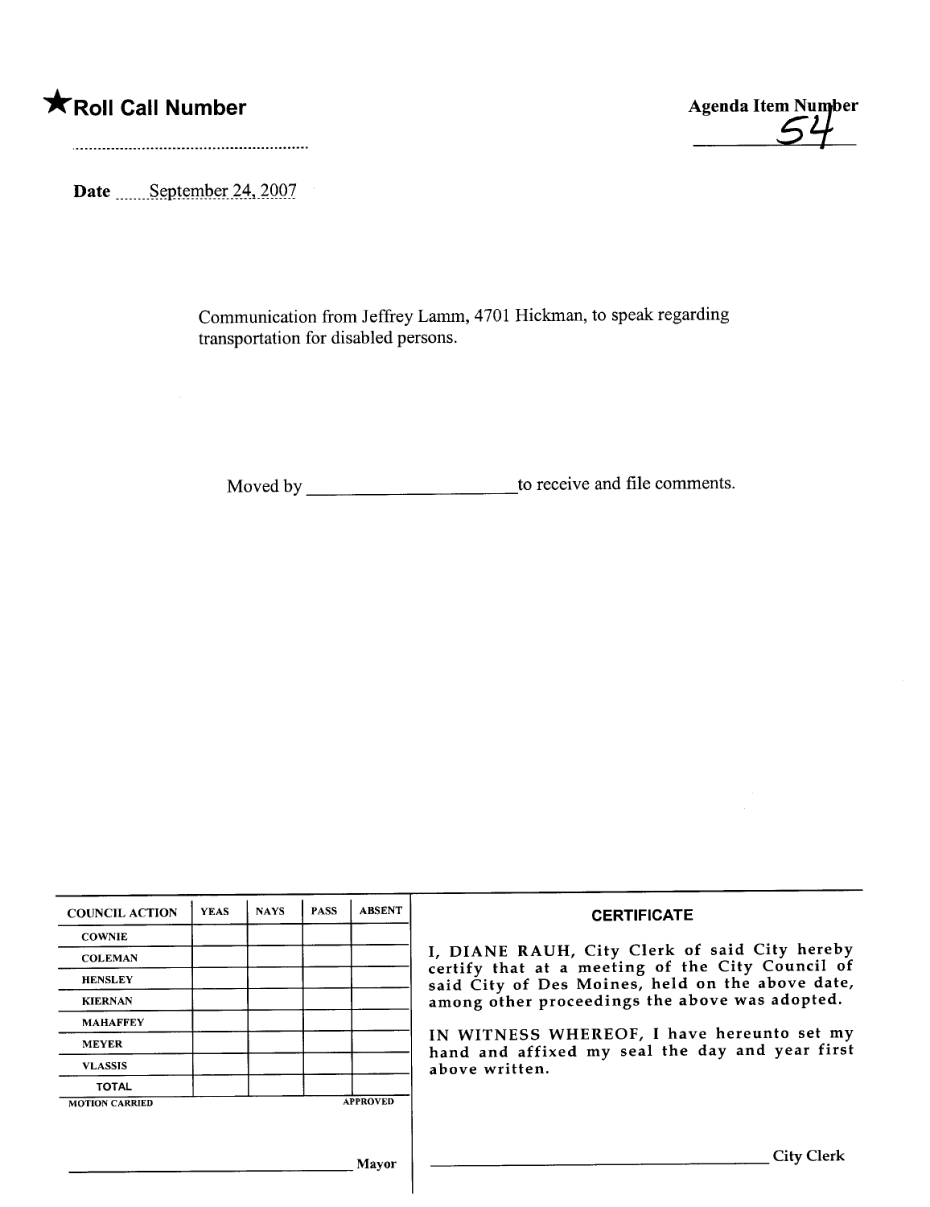★**Roll Call Number**

..........................................................

**Agenda Item Number**
54

**Date** September 24, 2007

Communication from Jeffrey Lamm, 4701 Hickman, to speak regarding transportation for disabled persons.

Moved by ______________________ to receive and file comments.

| COUNCIL ACTION | YEAS | NAYS | PASS | ABSENT |
| --- | --- | --- | --- | --- |
| COWNIE | | | | |
| COLEMAN | | | | |
| HENSLEY | | | | |
| KIERNAN | | | | |
| MAHAFFEY | | | | |
| MEYER | | | | |
| VLASSIS | | | | |
| TOTAL | | | | |

MOTION CARRIED APPROVED

______________________________ Mayor

**CERTIFICATE**

I, DIANE RAUH, City Clerk of said City hereby certify that at a meeting of the City Council of said City of Des Moines, held on the above date, among other proceedings the above was adopted.

IN WITNESS WHEREOF, I have hereunto set my hand and affixed my seal the day and year first above written.

______________________________ City Clerk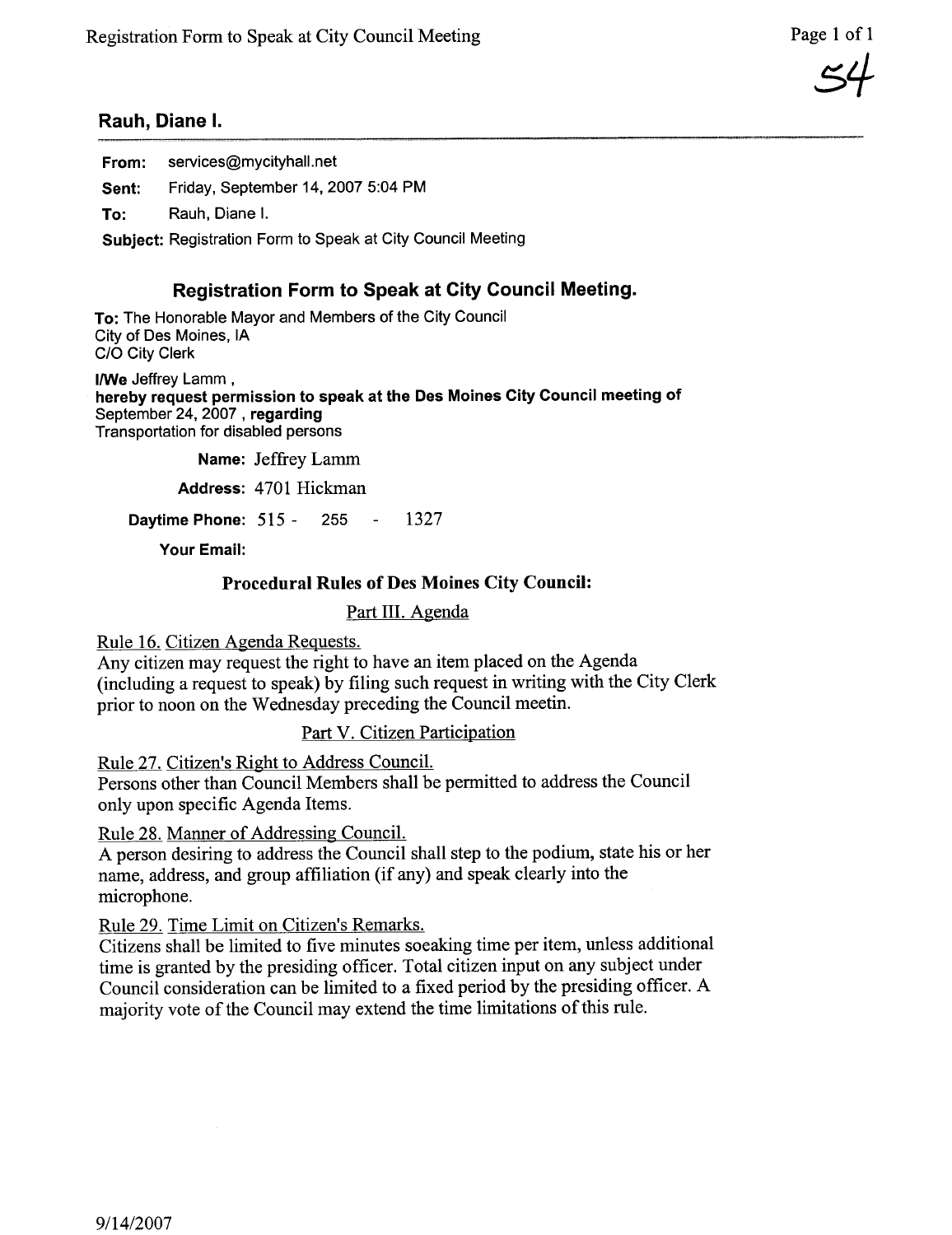54

## Rauh, Diane I.

**From:** services@mycityhall.net

**Sent:** Friday, September 14, 2007 5:04 PM

**To:** Rauh, Diane I.

**Subject:** Registration Form to Speak at City Council Meeting

### Registration Form to Speak at City Council Meeting.

**To:** The Honorable Mayor and Members of the City Council
City of Des Moines, IA
C/O City Clerk

**I/We** Jeffrey Lamm ,
**hereby request permission to speak at the Des Moines City Council meeting of** September 24, 2007 , **regarding**
Transportation for disabled persons

**Name:** Jeffrey Lamm

**Address:** 4701 Hickman

**Daytime Phone:** 515 - 255 - 1327

**Your Email:**

### Procedural Rules of Des Moines City Council:

Part III. Agenda

Rule 16. Citizen Agenda Requests.
Any citizen may request the right to have an item placed on the Agenda (including a request to speak) by filing such request in writing with the City Clerk prior to noon on the Wednesday preceding the Council meetin.

Part V. Citizen Participation

Rule 27. Citizen's Right to Address Council.
Persons other than Council Members shall be permitted to address the Council only upon specific Agenda Items.

Rule 28. Manner of Addressing Council.
A person desiring to address the Council shall step to the podium, state his or her name, address, and group affiliation (if any) and speak clearly into the microphone.

Rule 29. Time Limit on Citizen's Remarks.
Citizens shall be limited to five minutes soeaking time per item, unless additional time is granted by the presiding officer. Total citizen input on any subject under Council consideration can be limited to a fixed period by the presiding officer. A majority vote of the Council may extend the time limitations of this rule.